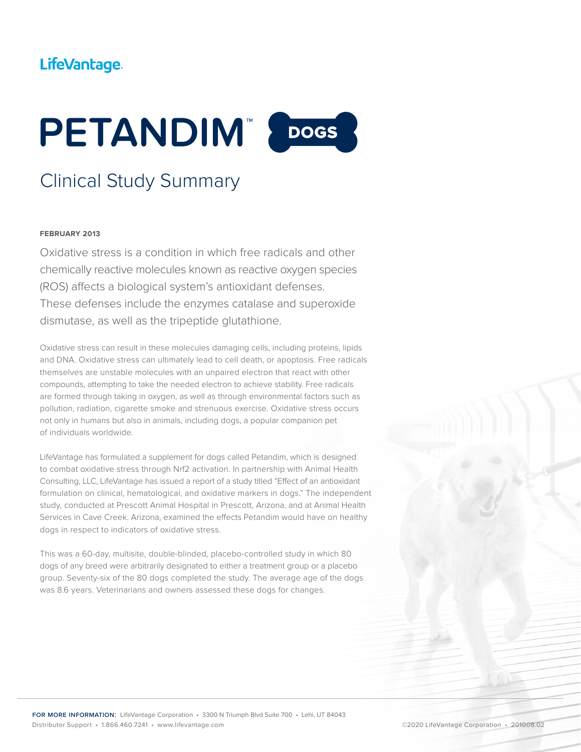LifeVantage.

# PETANDIM™ DOGS

## Clinical Study Summary

**FEBRUARY 2013**

Oxidative stress is a condition in which free radicals and other chemically reactive molecules known as reactive oxygen species (ROS) affects a biological system's antioxidant defenses. These defenses include the enzymes catalase and superoxide dismutase, as well as the tripeptide glutathione.

Oxidative stress can result in these molecules damaging cells, including proteins, lipids and DNA. Oxidative stress can ultimately lead to cell death, or apoptosis. Free radicals themselves are unstable molecules with an unpaired electron that react with other compounds, attempting to take the needed electron to achieve stability. Free radicals are formed through taking in oxygen, as well as through environmental factors such as pollution, radiation, cigarette smoke and strenuous exercise. Oxidative stress occurs not only in humans but also in animals, including dogs, a popular companion pet of individuals worldwide.

LifeVantage has formulated a supplement for dogs called Petandim, which is designed to combat oxidative stress through Nrf2 activation. In partnership with Animal Health Consulting, LLC, LifeVantage has issued a report of a study titled "Effect of an antioxidant formulation on clinical, hematological, and oxidative markers in dogs." The independent study, conducted at Prescott Animal Hospital in Prescott, Arizona, and at Animal Health Services in Cave Creek. Arizona, examined the effects Petandim would have on healthy dogs in respect to indicators of oxidative stress.

This was a 60-day, multisite, double-blinded, placebo-controlled study in which 80 dogs of any breed were arbitrarily designated to either a treatment group or a placebo group. Seventy-six of the 80 dogs completed the study. The average age of the dogs was 8.6 years. Veterinarians and owners assessed these dogs for changes.

**FOR MORE INFORMATION:** LifeVantage Corporation • 3300 N Triumph Blvd Suite 700 • Lehi, UT 84043
Distributor Support • 1.866.460.7241 • www.lifevantage.com

©2020 LifeVantage Corporation • 201008.02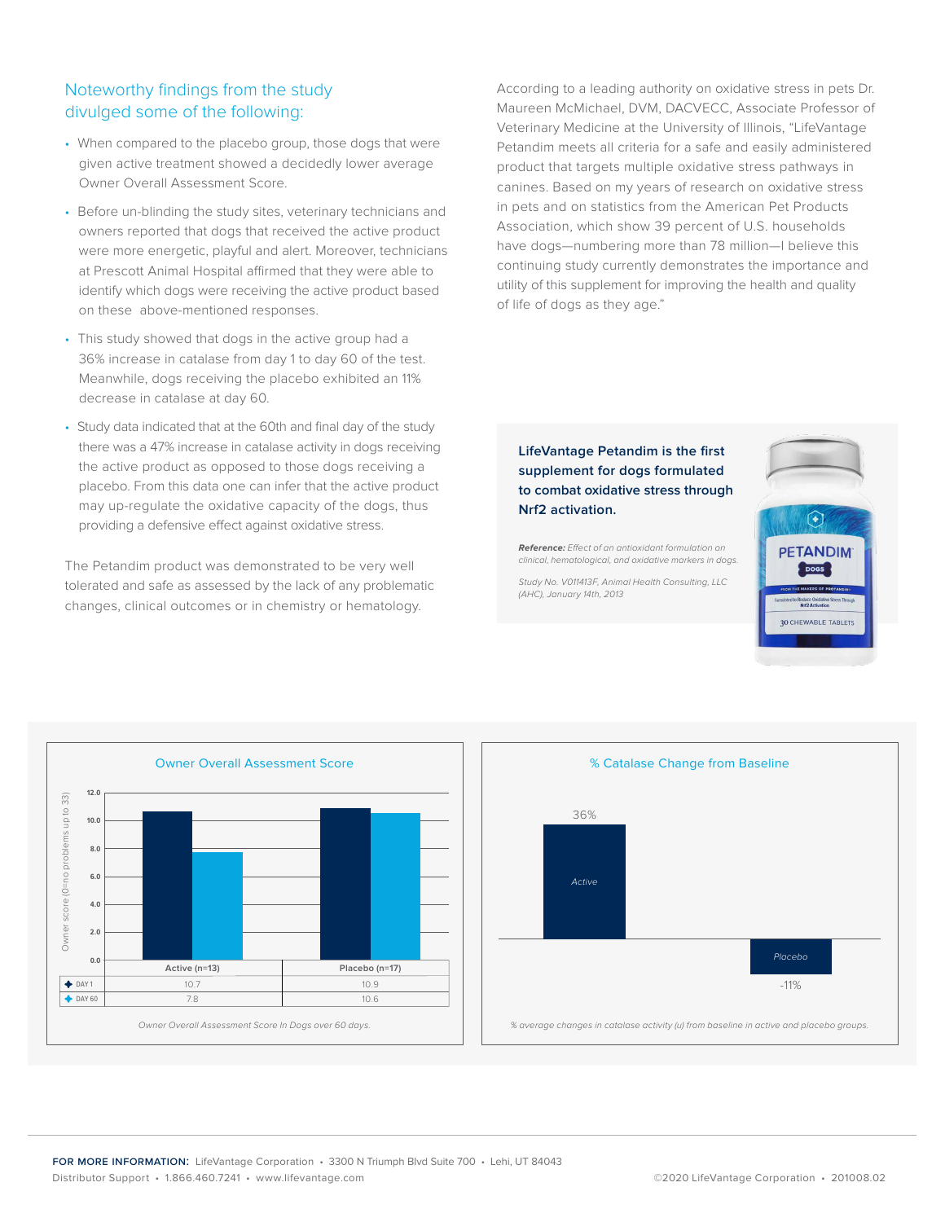## Noteworthy findings from the study divulged some of the following:

- When compared to the placebo group, those dogs that were given active treatment showed a decidedly lower average Owner Overall Assessment Score.
- Before un-blinding the study sites, veterinary technicians and owners reported that dogs that received the active product were more energetic, playful and alert. Moreover, technicians at Prescott Animal Hospital affirmed that they were able to identify which dogs were receiving the active product based on these above-mentioned responses.
- This study showed that dogs in the active group had a 36% increase in catalase from day 1 to day 60 of the test. Meanwhile, dogs receiving the placebo exhibited an 11% decrease in catalase at day 60.
- Study data indicated that at the 60th and final day of the study there was a 47% increase in catalase activity in dogs receiving the active product as opposed to those dogs receiving a placebo. From this data one can infer that the active product may up-regulate the oxidative capacity of the dogs, thus providing a defensive effect against oxidative stress.

The Petandim product was demonstrated to be very well tolerated and safe as assessed by the lack of any problematic changes, clinical outcomes or in chemistry or hematology.

According to a leading authority on oxidative stress in pets Dr. Maureen McMichael, DVM, DACVECC, Associate Professor of Veterinary Medicine at the University of Illinois, "LifeVantage Petandim meets all criteria for a safe and easily administered product that targets multiple oxidative stress pathways in canines. Based on my years of research on oxidative stress in pets and on statistics from the American Pet Products Association, which show 39 percent of U.S. households have dogs—numbering more than 78 million—I believe this continuing study currently demonstrates the importance and utility of this supplement for improving the health and quality of life of dogs as they age."

**LifeVantage Petandim is the first supplement for dogs formulated to combat oxidative stress through Nrf2 activation.**

***Reference:*** *Effect of an antioxidant formulation on clinical, hematological, and oxidative markers in dogs.*

*Study No. V011413F, Animal Health Consulting, LLC (AHC), January 14th, 2013*

PETANDIM DOGS
FROM THE MAKERS OF PROTANDIM
Formulated to Reduce Oxidative Stress Through Nrf2 Activation
30 CHEWABLE TABLETS

Owner Overall Assessment Score

Owner score (0=no problems up to 33)

12.0
10.0
8.0
6.0
4.0
2.0
0.0

| | Active (n=13) | Placebo (n=17) |
|---|---|---|
| DAY 1 | 10.7 | 10.9 |
| DAY 60 | 7.8 | 10.6 |

*Owner Overall Assessment Score In Dogs over 60 days.*

% Catalase Change from Baseline

36%
Active
Placebo
-11%

*% average changes in catalase activity (u) from baseline in active and placebo groups.*

**FOR MORE INFORMATION:** LifeVantage Corporation • 3300 N Triumph Blvd Suite 700 • Lehi, UT 84043
Distributor Support • 1.866.460.7241 • www.lifevantage.com

©2020 LifeVantage Corporation • 201008.02